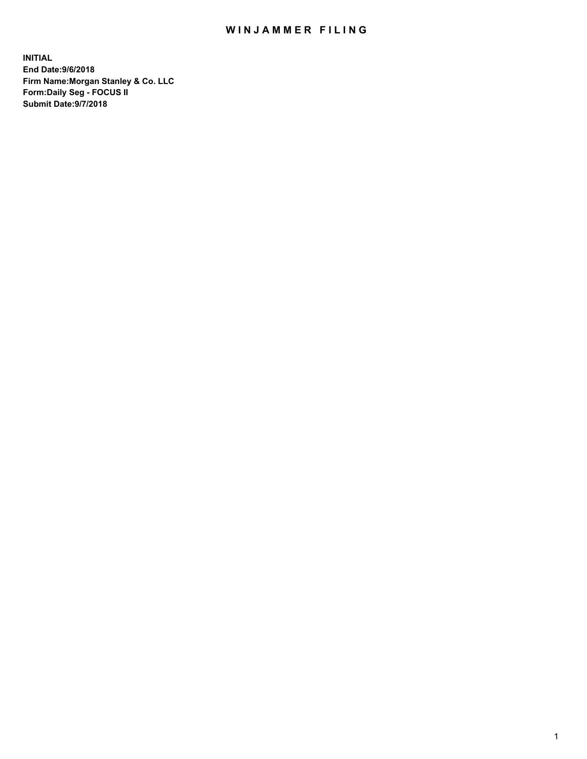# WINJAMMER FILING

**INITIAL**
**End Date:9/6/2018**
**Firm Name:Morgan Stanley & Co. LLC**
**Form:Daily Seg - FOCUS II**
**Submit Date:9/7/2018**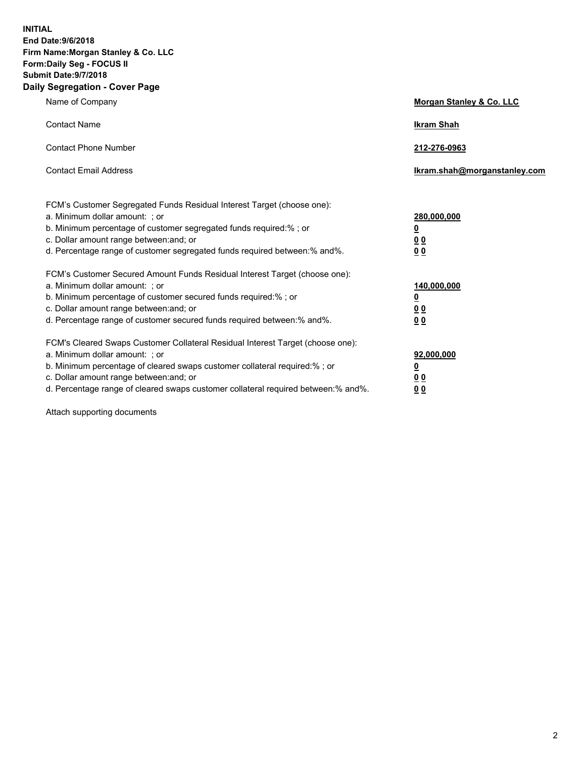**INITIAL**
**End Date:9/6/2018**
**Firm Name:Morgan Stanley & Co. LLC**
**Form:Daily Seg - FOCUS II**
**Submit Date:9/7/2018**

## Daily Segregation - Cover Page

| | |
|---|---|
| Name of Company | **Morgan Stanley & Co. LLC** |
| Contact Name | **Ikram Shah** |
| Contact Phone Number | **212-276-0963** |
| Contact Email Address | **Ikram.shah@morganstanley.com** |

| | |
|---|---|
| FCM's Customer Segregated Funds Residual Interest Target (choose one): | |
| a. Minimum dollar amount: ; or | **280,000,000** |
| b. Minimum percentage of customer segregated funds required:% ; or | **0** |
| c. Dollar amount range between:and; or | **0 0** |
| d. Percentage range of customer segregated funds required between:% and%. | **0 0** |
| FCM's Customer Secured Amount Funds Residual Interest Target (choose one): | |
| a. Minimum dollar amount: ; or | **140,000,000** |
| b. Minimum percentage of customer secured funds required:% ; or | **0** |
| c. Dollar amount range between:and; or | **0 0** |
| d. Percentage range of customer secured funds required between:% and%. | **0 0** |
| FCM's Cleared Swaps Customer Collateral Residual Interest Target (choose one): | |
| a. Minimum dollar amount: ; or | **92,000,000** |
| b. Minimum percentage of cleared swaps customer collateral required:% ; or | **0** |
| c. Dollar amount range between:and; or | **0 0** |
| d. Percentage range of cleared swaps customer collateral required between:% and%. | **0 0** |

Attach supporting documents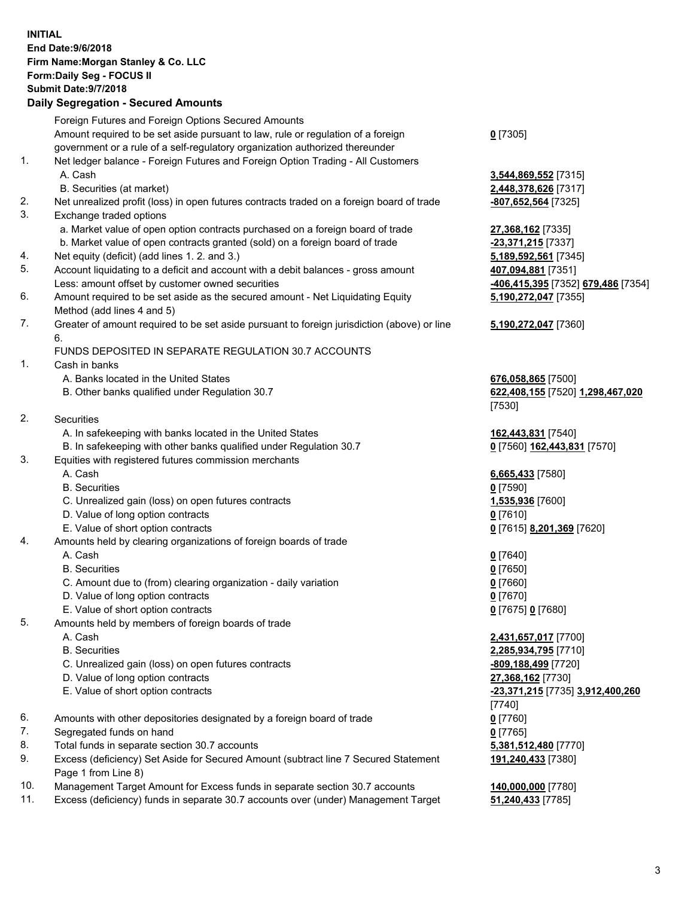**INITIAL**
**End Date:9/6/2018**
**Firm Name:Morgan Stanley & Co. LLC**
**Form:Daily Seg - FOCUS II**
**Submit Date:9/7/2018**

**Daily Segregation - Secured Amounts**

| | | |
|---|---|---|
| | Foreign Futures and Foreign Options Secured Amounts | |
| | Amount required to be set aside pursuant to law, rule or regulation of a foreign government or a rule of a self-regulatory organization authorized thereunder | **0** [7305] |
| 1. | Net ledger balance - Foreign Futures and Foreign Option Trading - All Customers | |
| | A. Cash | **3,544,869,552** [7315] |
| | B. Securities (at market) | **2,448,378,626** [7317] |
| 2. | Net unrealized profit (loss) in open futures contracts traded on a foreign board of trade | **-807,652,564** [7325] |
| 3. | Exchange traded options | |
| | a. Market value of open option contracts purchased on a foreign board of trade | **27,368,162** [7335] |
| | b. Market value of open contracts granted (sold) on a foreign board of trade | **-23,371,215** [7337] |
| 4. | Net equity (deficit) (add lines 1. 2. and 3.) | **5,189,592,561** [7345] |
| 5. | Account liquidating to a deficit and account with a debit balances - gross amount | **407,094,881** [7351] |
| | Less: amount offset by customer owned securities | **-406,415,395** [7352] **679,486** [7354] |
| 6. | Amount required to be set aside as the secured amount - Net Liquidating Equity Method (add lines 4 and 5) | **5,190,272,047** [7355] |
| 7. | Greater of amount required to be set aside pursuant to foreign jurisdiction (above) or line 6. | **5,190,272,047** [7360] |
| | FUNDS DEPOSITED IN SEPARATE REGULATION 30.7 ACCOUNTS | |
| 1. | Cash in banks | |
| | A. Banks located in the United States | **676,058,865** [7500] |
| | B. Other banks qualified under Regulation 30.7 | **622,408,155** [7520] **1,298,467,020** [7530] |
| 2. | Securities | |
| | A. In safekeeping with banks located in the United States | **162,443,831** [7540] |
| | B. In safekeeping with other banks qualified under Regulation 30.7 | **0** [7560] **162,443,831** [7570] |
| 3. | Equities with registered futures commission merchants | |
| | A. Cash | **6,665,433** [7580] |
| | B. Securities | **0** [7590] |
| | C. Unrealized gain (loss) on open futures contracts | **1,535,936** [7600] |
| | D. Value of long option contracts | **0** [7610] |
| | E. Value of short option contracts | **0** [7615] **8,201,369** [7620] |
| 4. | Amounts held by clearing organizations of foreign boards of trade | |
| | A. Cash | **0** [7640] |
| | B. Securities | **0** [7650] |
| | C. Amount due to (from) clearing organization - daily variation | **0** [7660] |
| | D. Value of long option contracts | **0** [7670] |
| | E. Value of short option contracts | **0** [7675] **0** [7680] |
| 5. | Amounts held by members of foreign boards of trade | |
| | A. Cash | **2,431,657,017** [7700] |
| | B. Securities | **2,285,934,795** [7710] |
| | C. Unrealized gain (loss) on open futures contracts | **-809,188,499** [7720] |
| | D. Value of long option contracts | **27,368,162** [7730] |
| | E. Value of short option contracts | **-23,371,215** [7735] **3,912,400,260** [7740] |
| 6. | Amounts with other depositories designated by a foreign board of trade | **0** [7760] |
| 7. | Segregated funds on hand | **0** [7765] |
| 8. | Total funds in separate section 30.7 accounts | **5,381,512,480** [7770] |
| 9. | Excess (deficiency) Set Aside for Secured Amount (subtract line 7 Secured Statement Page 1 from Line 8) | **191,240,433** [7380] |
| 10. | Management Target Amount for Excess funds in separate section 30.7 accounts | **140,000,000** [7780] |
| 11. | Excess (deficiency) funds in separate 30.7 accounts over (under) Management Target | **51,240,433** [7785] |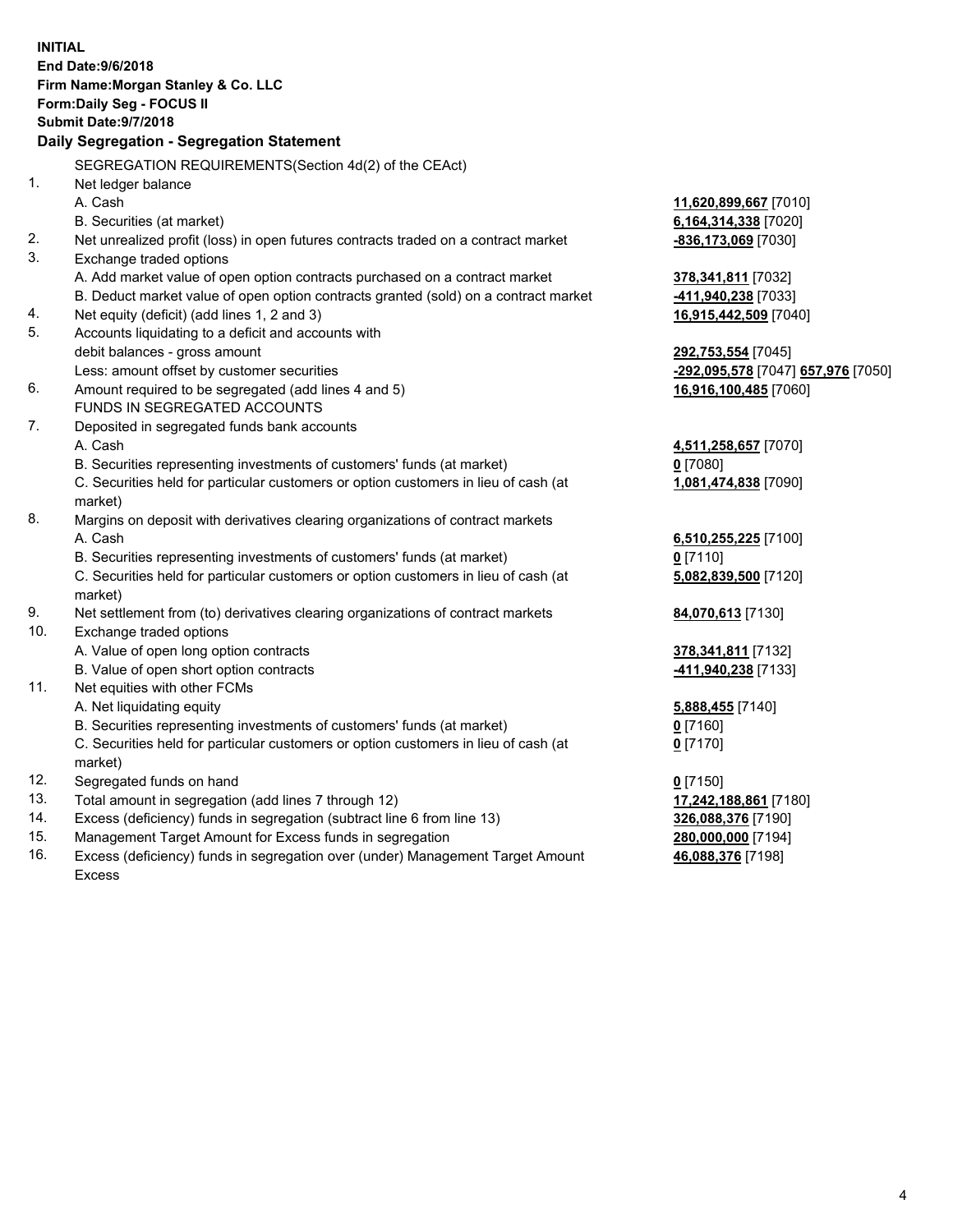**INITIAL**
**End Date:9/6/2018**
**Firm Name:Morgan Stanley & Co. LLC**
**Form:Daily Seg - FOCUS II**
**Submit Date:9/7/2018**

**Daily Segregation - Segregation Statement**

SEGREGATION REQUIREMENTS(Section 4d(2) of the CEAct)

| | | |
|---|---|---|
| 1. | Net ledger balance | |
| | A. Cash | **11,620,899,667** [7010] |
| | B. Securities (at market) | **6,164,314,338** [7020] |
| 2. | Net unrealized profit (loss) in open futures contracts traded on a contract market | **-836,173,069** [7030] |
| 3. | Exchange traded options | |
| | A. Add market value of open option contracts purchased on a contract market | **378,341,811** [7032] |
| | B. Deduct market value of open option contracts granted (sold) on a contract market | **-411,940,238** [7033] |
| 4. | Net equity (deficit) (add lines 1, 2 and 3) | **16,915,442,509** [7040] |
| 5. | Accounts liquidating to a deficit and accounts with debit balances - gross amount | **292,753,554** [7045] |
| | Less: amount offset by customer securities | **-292,095,578** [7047] **657,976** [7050] |
| 6. | Amount required to be segregated (add lines 4 and 5) | **16,916,100,485** [7060] |
| | FUNDS IN SEGREGATED ACCOUNTS | |
| 7. | Deposited in segregated funds bank accounts | |
| | A. Cash | **4,511,258,657** [7070] |
| | B. Securities representing investments of customers' funds (at market) | **0** [7080] |
| | C. Securities held for particular customers or option customers in lieu of cash (at market) | **1,081,474,838** [7090] |
| 8. | Margins on deposit with derivatives clearing organizations of contract markets | |
| | A. Cash | **6,510,255,225** [7100] |
| | B. Securities representing investments of customers' funds (at market) | **0** [7110] |
| | C. Securities held for particular customers or option customers in lieu of cash (at market) | **5,082,839,500** [7120] |
| 9. | Net settlement from (to) derivatives clearing organizations of contract markets | **84,070,613** [7130] |
| 10. | Exchange traded options | |
| | A. Value of open long option contracts | **378,341,811** [7132] |
| | B. Value of open short option contracts | **-411,940,238** [7133] |
| 11. | Net equities with other FCMs | |
| | A. Net liquidating equity | **5,888,455** [7140] |
| | B. Securities representing investments of customers' funds (at market) | **0** [7160] |
| | C. Securities held for particular customers or option customers in lieu of cash (at market) | **0** [7170] |
| 12. | Segregated funds on hand | **0** [7150] |
| 13. | Total amount in segregation (add lines 7 through 12) | **17,242,188,861** [7180] |
| 14. | Excess (deficiency) funds in segregation (subtract line 6 from line 13) | **326,088,376** [7190] |
| 15. | Management Target Amount for Excess funds in segregation | **280,000,000** [7194] |
| 16. | Excess (deficiency) funds in segregation over (under) Management Target Amount Excess | **46,088,376** [7198] |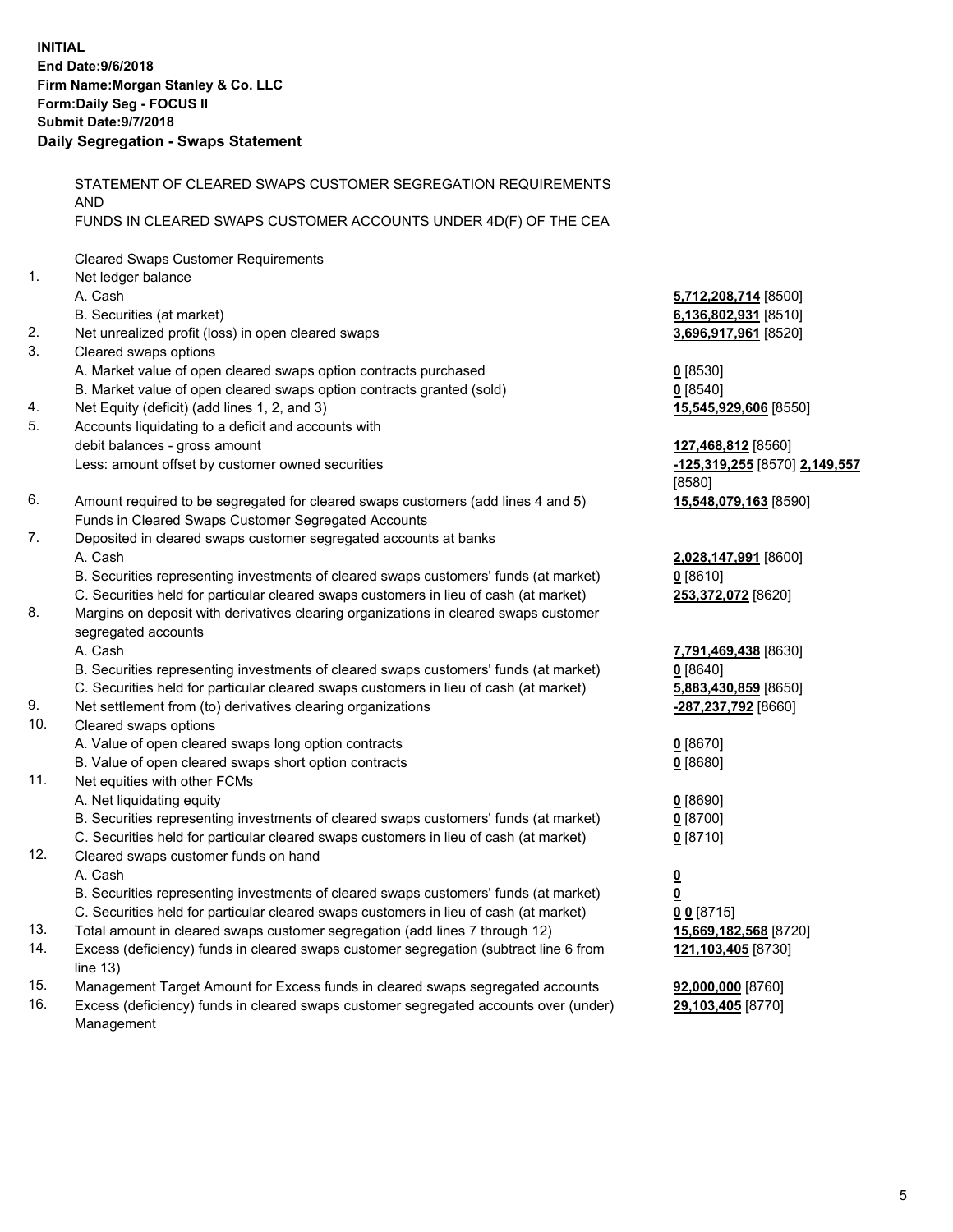**INITIAL**
**End Date:9/6/2018**
**Firm Name:Morgan Stanley & Co. LLC**
**Form:Daily Seg - FOCUS II**
**Submit Date:9/7/2018**
**Daily Segregation - Swaps Statement**

STATEMENT OF CLEARED SWAPS CUSTOMER SEGREGATION REQUIREMENTS AND FUNDS IN CLEARED SWAPS CUSTOMER ACCOUNTS UNDER 4D(F) OF THE CEA

| | | |
|---|---|---|
| | Cleared Swaps Customer Requirements | |
| 1. | Net ledger balance | |
| | A. Cash | **5,712,208,714** [8500] |
| | B. Securities (at market) | **6,136,802,931** [8510] |
| 2. | Net unrealized profit (loss) in open cleared swaps | **3,696,917,961** [8520] |
| 3. | Cleared swaps options | |
| | A. Market value of open cleared swaps option contracts purchased | **0** [8530] |
| | B. Market value of open cleared swaps option contracts granted (sold) | **0** [8540] |
| 4. | Net Equity (deficit) (add lines 1, 2, and 3) | **15,545,929,606** [8550] |
| 5. | Accounts liquidating to a deficit and accounts with debit balances - gross amount | **127,468,812** [8560] |
| | Less: amount offset by customer owned securities | **-125,319,255** [8570] **2,149,557** [8580] |
| 6. | Amount required to be segregated for cleared swaps customers (add lines 4 and 5) | **15,548,079,163** [8590] |
| | Funds in Cleared Swaps Customer Segregated Accounts | |
| 7. | Deposited in cleared swaps customer segregated accounts at banks | |
| | A. Cash | **2,028,147,991** [8600] |
| | B. Securities representing investments of cleared swaps customers' funds (at market) | **0** [8610] |
| | C. Securities held for particular cleared swaps customers in lieu of cash (at market) | **253,372,072** [8620] |
| 8. | Margins on deposit with derivatives clearing organizations in cleared swaps customer segregated accounts | |
| | A. Cash | **7,791,469,438** [8630] |
| | B. Securities representing investments of cleared swaps customers' funds (at market) | **0** [8640] |
| | C. Securities held for particular cleared swaps customers in lieu of cash (at market) | **5,883,430,859** [8650] |
| 9. | Net settlement from (to) derivatives clearing organizations | **-287,237,792** [8660] |
| 10. | Cleared swaps options | |
| | A. Value of open cleared swaps long option contracts | **0** [8670] |
| | B. Value of open cleared swaps short option contracts | **0** [8680] |
| 11. | Net equities with other FCMs | |
| | A. Net liquidating equity | **0** [8690] |
| | B. Securities representing investments of cleared swaps customers' funds (at market) | **0** [8700] |
| | C. Securities held for particular cleared swaps customers in lieu of cash (at market) | **0** [8710] |
| 12. | Cleared swaps customer funds on hand | |
| | A. Cash | **0** |
| | B. Securities representing investments of cleared swaps customers' funds (at market) | **0** |
| | C. Securities held for particular cleared swaps customers in lieu of cash (at market) | **0** **0** [8715] |
| 13. | Total amount in cleared swaps customer segregation (add lines 7 through 12) | **15,669,182,568** [8720] |
| 14. | Excess (deficiency) funds in cleared swaps customer segregation (subtract line 6 from line 13) | **121,103,405** [8730] |
| 15. | Management Target Amount for Excess funds in cleared swaps segregated accounts | **92,000,000** [8760] |
| 16. | Excess (deficiency) funds in cleared swaps customer segregated accounts over (under) Management | **29,103,405** [8770] |